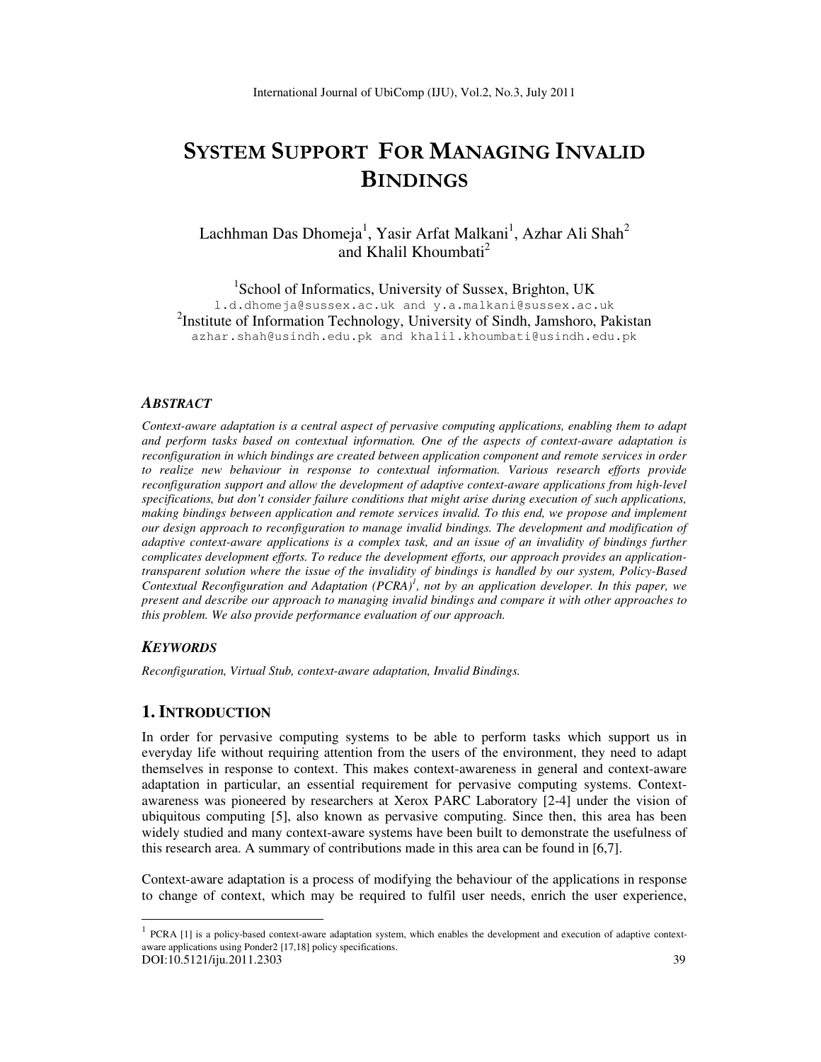# SYSTEM SUPPORT FOR MANAGING INVALID BINDINGS

Lachhman Das Dhomeja[1], Yasir Arfat Malkani[1], Azhar Ali Shah[2] and Khalil Khoumbati[2]

[1]School of Informatics, University of Sussex, Brighton, UK
l.d.dhomeja@sussex.ac.uk and y.a.malkani@sussex.ac.uk
[2]Institute of Information Technology, University of Sindh, Jamshoro, Pakistan
azhar.shah@usindh.edu.pk and khalil.khoumbati@usindh.edu.pk

### *ABSTRACT*

*Context-aware adaptation is a central aspect of pervasive computing applications, enabling them to adapt and perform tasks based on contextual information. One of the aspects of context-aware adaptation is reconfiguration in which bindings are created between application component and remote services in order to realize new behaviour in response to contextual information. Various research efforts provide reconfiguration support and allow the development of adaptive context-aware applications from high-level specifications, but don't consider failure conditions that might arise during execution of such applications, making bindings between application and remote services invalid. To this end, we propose and implement our design approach to reconfiguration to manage invalid bindings. The development and modification of adaptive context-aware applications is a complex task, and an issue of an invalidity of bindings further complicates development efforts. To reduce the development efforts, our approach provides an application-transparent solution where the issue of the invalidity of bindings is handled by our system, Policy-Based Contextual Reconfiguration and Adaptation (PCRA)[1], not by an application developer. In this paper, we present and describe our approach to managing invalid bindings and compare it with other approaches to this problem. We also provide performance evaluation of our approach.*

### *KEYWORDS*

*Reconfiguration, Virtual Stub, context-aware adaptation, Invalid Bindings.*

## 1. INTRODUCTION

In order for pervasive computing systems to be able to perform tasks which support us in everyday life without requiring attention from the users of the environment, they need to adapt themselves in response to context. This makes context-awareness in general and context-aware adaptation in particular, an essential requirement for pervasive computing systems. Context-awareness was pioneered by researchers at Xerox PARC Laboratory [2-4] under the vision of ubiquitous computing [5], also known as pervasive computing. Since then, this area has been widely studied and many context-aware systems have been built to demonstrate the usefulness of this research area. A summary of contributions made in this area can be found in [6,7].

Context-aware adaptation is a process of modifying the behaviour of the applications in response to change of context, which may be required to fulfil user needs, enrich the user experience,

[1] PCRA [1] is a policy-based context-aware adaptation system, which enables the development and execution of adaptive context-aware applications using Ponder2 [17,18] policy specifications.

DOI:10.5121/iju.2011.2303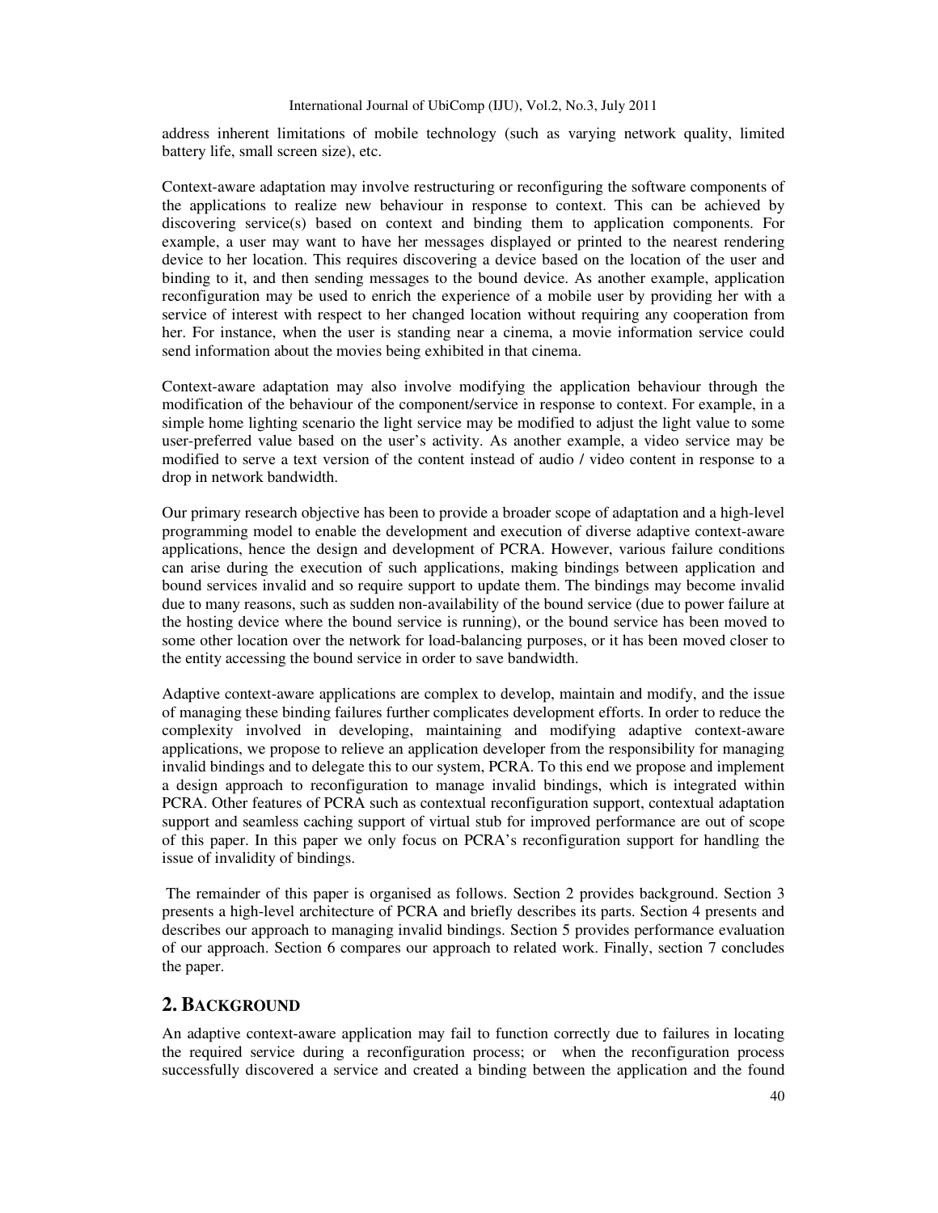address inherent limitations of mobile technology (such as varying network quality, limited battery life, small screen size), etc.

Context-aware adaptation may involve restructuring or reconfiguring the software components of the applications to realize new behaviour in response to context. This can be achieved by discovering service(s) based on context and binding them to application components. For example, a user may want to have her messages displayed or printed to the nearest rendering device to her location. This requires discovering a device based on the location of the user and binding to it, and then sending messages to the bound device. As another example, application reconfiguration may be used to enrich the experience of a mobile user by providing her with a service of interest with respect to her changed location without requiring any cooperation from her. For instance, when the user is standing near a cinema, a movie information service could send information about the movies being exhibited in that cinema.

Context-aware adaptation may also involve modifying the application behaviour through the modification of the behaviour of the component/service in response to context. For example, in a simple home lighting scenario the light service may be modified to adjust the light value to some user-preferred value based on the user's activity. As another example, a video service may be modified to serve a text version of the content instead of audio / video content in response to a drop in network bandwidth.

Our primary research objective has been to provide a broader scope of adaptation and a high-level programming model to enable the development and execution of diverse adaptive context-aware applications, hence the design and development of PCRA. However, various failure conditions can arise during the execution of such applications, making bindings between application and bound services invalid and so require support to update them. The bindings may become invalid due to many reasons, such as sudden non-availability of the bound service (due to power failure at the hosting device where the bound service is running), or the bound service has been moved to some other location over the network for load-balancing purposes, or it has been moved closer to the entity accessing the bound service in order to save bandwidth.

Adaptive context-aware applications are complex to develop, maintain and modify, and the issue of managing these binding failures further complicates development efforts. In order to reduce the complexity involved in developing, maintaining and modifying adaptive context-aware applications, we propose to relieve an application developer from the responsibility for managing invalid bindings and to delegate this to our system, PCRA. To this end we propose and implement a design approach to reconfiguration to manage invalid bindings, which is integrated within PCRA. Other features of PCRA such as contextual reconfiguration support, contextual adaptation support and seamless caching support of virtual stub for improved performance are out of scope of this paper. In this paper we only focus on PCRA's reconfiguration support for handling the issue of invalidity of bindings.

The remainder of this paper is organised as follows. Section 2 provides background. Section 3 presents a high-level architecture of PCRA and briefly describes its parts. Section 4 presents and describes our approach to managing invalid bindings. Section 5 provides performance evaluation of our approach. Section 6 compares our approach to related work. Finally, section 7 concludes the paper.

## 2. BACKGROUND

An adaptive context-aware application may fail to function correctly due to failures in locating the required service during a reconfiguration process; or when the reconfiguration process successfully discovered a service and created a binding between the application and the found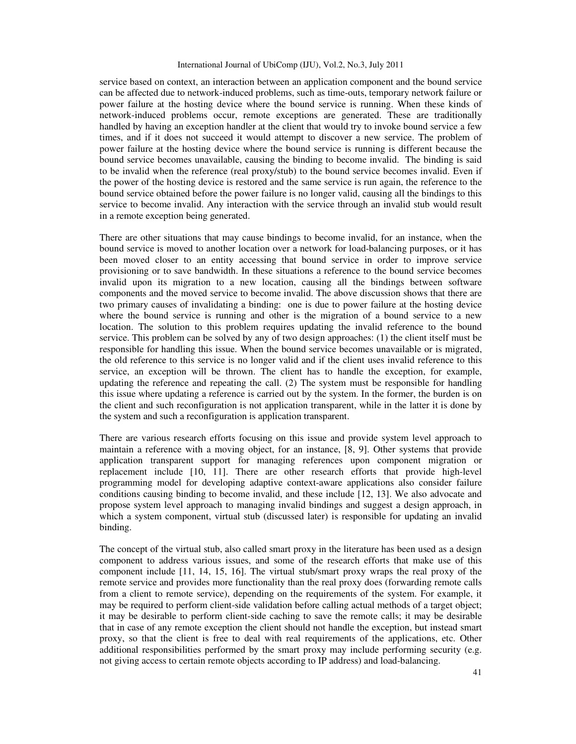service based on context, an interaction between an application component and the bound service can be affected due to network-induced problems, such as time-outs, temporary network failure or power failure at the hosting device where the bound service is running. When these kinds of network-induced problems occur, remote exceptions are generated. These are traditionally handled by having an exception handler at the client that would try to invoke bound service a few times, and if it does not succeed it would attempt to discover a new service. The problem of power failure at the hosting device where the bound service is running is different because the bound service becomes unavailable, causing the binding to become invalid. The binding is said to be invalid when the reference (real proxy/stub) to the bound service becomes invalid. Even if the power of the hosting device is restored and the same service is run again, the reference to the bound service obtained before the power failure is no longer valid, causing all the bindings to this service to become invalid. Any interaction with the service through an invalid stub would result in a remote exception being generated.

There are other situations that may cause bindings to become invalid, for an instance, when the bound service is moved to another location over a network for load-balancing purposes, or it has been moved closer to an entity accessing that bound service in order to improve service provisioning or to save bandwidth. In these situations a reference to the bound service becomes invalid upon its migration to a new location, causing all the bindings between software components and the moved service to become invalid. The above discussion shows that there are two primary causes of invalidating a binding: one is due to power failure at the hosting device where the bound service is running and other is the migration of a bound service to a new location. The solution to this problem requires updating the invalid reference to the bound service. This problem can be solved by any of two design approaches: (1) the client itself must be responsible for handling this issue. When the bound service becomes unavailable or is migrated, the old reference to this service is no longer valid and if the client uses invalid reference to this service, an exception will be thrown. The client has to handle the exception, for example, updating the reference and repeating the call. (2) The system must be responsible for handling this issue where updating a reference is carried out by the system. In the former, the burden is on the client and such reconfiguration is not application transparent, while in the latter it is done by the system and such a reconfiguration is application transparent.

There are various research efforts focusing on this issue and provide system level approach to maintain a reference with a moving object, for an instance, [8, 9]. Other systems that provide application transparent support for managing references upon component migration or replacement include [10, 11]. There are other research efforts that provide high-level programming model for developing adaptive context-aware applications also consider failure conditions causing binding to become invalid, and these include [12, 13]. We also advocate and propose system level approach to managing invalid bindings and suggest a design approach, in which a system component, virtual stub (discussed later) is responsible for updating an invalid binding.

The concept of the virtual stub, also called smart proxy in the literature has been used as a design component to address various issues, and some of the research efforts that make use of this component include [11, 14, 15, 16]. The virtual stub/smart proxy wraps the real proxy of the remote service and provides more functionality than the real proxy does (forwarding remote calls from a client to remote service), depending on the requirements of the system. For example, it may be required to perform client-side validation before calling actual methods of a target object; it may be desirable to perform client-side caching to save the remote calls; it may be desirable that in case of any remote exception the client should not handle the exception, but instead smart proxy, so that the client is free to deal with real requirements of the applications, etc. Other additional responsibilities performed by the smart proxy may include performing security (e.g. not giving access to certain remote objects according to IP address) and load-balancing.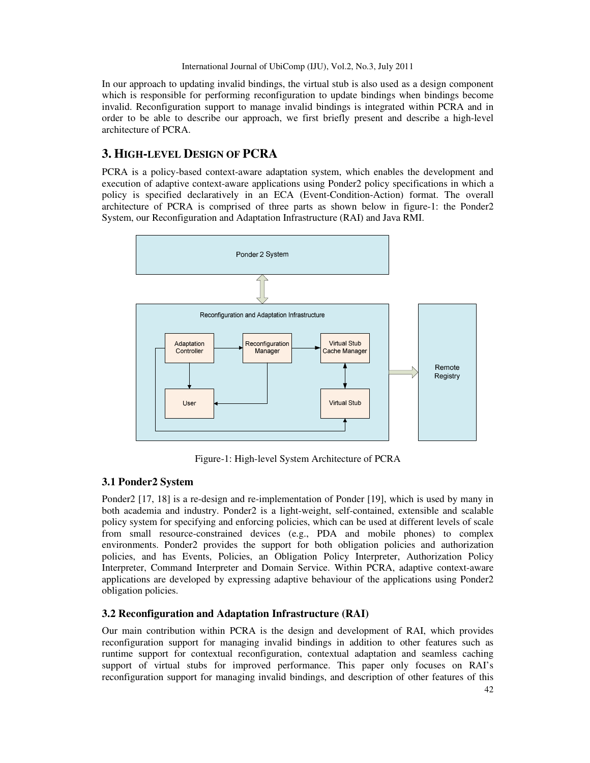In our approach to updating invalid bindings, the virtual stub is also used as a design component which is responsible for performing reconfiguration to update bindings when bindings become invalid. Reconfiguration support to manage invalid bindings is integrated within PCRA and in order to be able to describe our approach, we first briefly present and describe a high-level architecture of PCRA.

# 3. HIGH-LEVEL DESIGN OF PCRA

PCRA is a policy-based context-aware adaptation system, which enables the development and execution of adaptive context-aware applications using Ponder2 policy specifications in which a policy is specified declaratively in an ECA (Event-Condition-Action) format. The overall architecture of PCRA is comprised of three parts as shown below in figure-1: the Ponder2 System, our Reconfiguration and Adaptation Infrastructure (RAI) and Java RMI.

Figure-1: High-level System Architecture of PCRA

## 3.1 Ponder2 System

Ponder2 [17, 18] is a re-design and re-implementation of Ponder [19], which is used by many in both academia and industry. Ponder2 is a light-weight, self-contained, extensible and scalable policy system for specifying and enforcing policies, which can be used at different levels of scale from small resource-constrained devices (e.g., PDA and mobile phones) to complex environments. Ponder2 provides the support for both obligation policies and authorization policies, and has Events, Policies, an Obligation Policy Interpreter, Authorization Policy Interpreter, Command Interpreter and Domain Service. Within PCRA, adaptive context-aware applications are developed by expressing adaptive behaviour of the applications using Ponder2 obligation policies.

## 3.2 Reconfiguration and Adaptation Infrastructure (RAI)

Our main contribution within PCRA is the design and development of RAI, which provides reconfiguration support for managing invalid bindings in addition to other features such as runtime support for contextual reconfiguration, contextual adaptation and seamless caching support of virtual stubs for improved performance. This paper only focuses on RAI's reconfiguration support for managing invalid bindings, and description of other features of this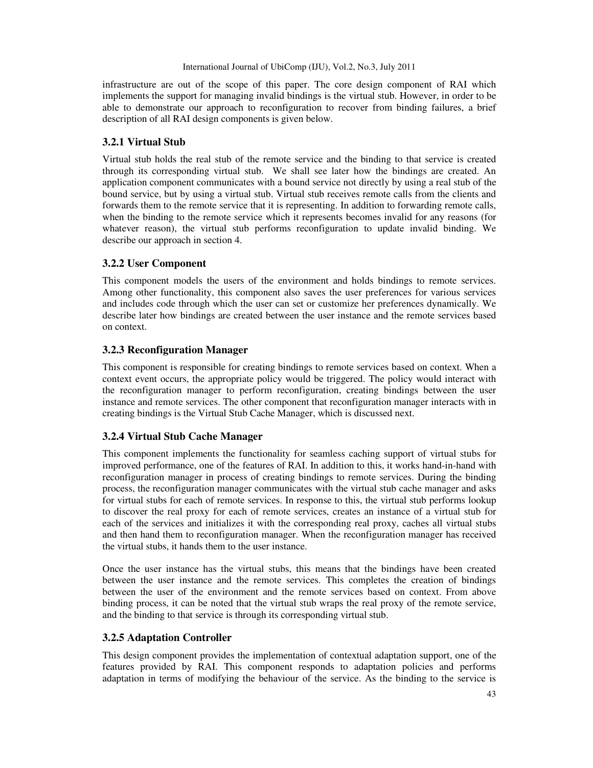infrastructure are out of the scope of this paper. The core design component of RAI which implements the support for managing invalid bindings is the virtual stub. However, in order to be able to demonstrate our approach to reconfiguration to recover from binding failures, a brief description of all RAI design components is given below.

### 3.2.1 Virtual Stub

Virtual stub holds the real stub of the remote service and the binding to that service is created through its corresponding virtual stub. We shall see later how the bindings are created. An application component communicates with a bound service not directly by using a real stub of the bound service, but by using a virtual stub. Virtual stub receives remote calls from the clients and forwards them to the remote service that it is representing. In addition to forwarding remote calls, when the binding to the remote service which it represents becomes invalid for any reasons (for whatever reason), the virtual stub performs reconfiguration to update invalid binding. We describe our approach in section 4.

### 3.2.2 User Component

This component models the users of the environment and holds bindings to remote services. Among other functionality, this component also saves the user preferences for various services and includes code through which the user can set or customize her preferences dynamically. We describe later how bindings are created between the user instance and the remote services based on context.

### 3.2.3 Reconfiguration Manager

This component is responsible for creating bindings to remote services based on context. When a context event occurs, the appropriate policy would be triggered. The policy would interact with the reconfiguration manager to perform reconfiguration, creating bindings between the user instance and remote services. The other component that reconfiguration manager interacts with in creating bindings is the Virtual Stub Cache Manager, which is discussed next.

### 3.2.4 Virtual Stub Cache Manager

This component implements the functionality for seamless caching support of virtual stubs for improved performance, one of the features of RAI. In addition to this, it works hand-in-hand with reconfiguration manager in process of creating bindings to remote services. During the binding process, the reconfiguration manager communicates with the virtual stub cache manager and asks for virtual stubs for each of remote services. In response to this, the virtual stub performs lookup to discover the real proxy for each of remote services, creates an instance of a virtual stub for each of the services and initializes it with the corresponding real proxy, caches all virtual stubs and then hand them to reconfiguration manager. When the reconfiguration manager has received the virtual stubs, it hands them to the user instance.

Once the user instance has the virtual stubs, this means that the bindings have been created between the user instance and the remote services. This completes the creation of bindings between the user of the environment and the remote services based on context. From above binding process, it can be noted that the virtual stub wraps the real proxy of the remote service, and the binding to that service is through its corresponding virtual stub.

### 3.2.5 Adaptation Controller

This design component provides the implementation of contextual adaptation support, one of the features provided by RAI. This component responds to adaptation policies and performs adaptation in terms of modifying the behaviour of the service. As the binding to the service is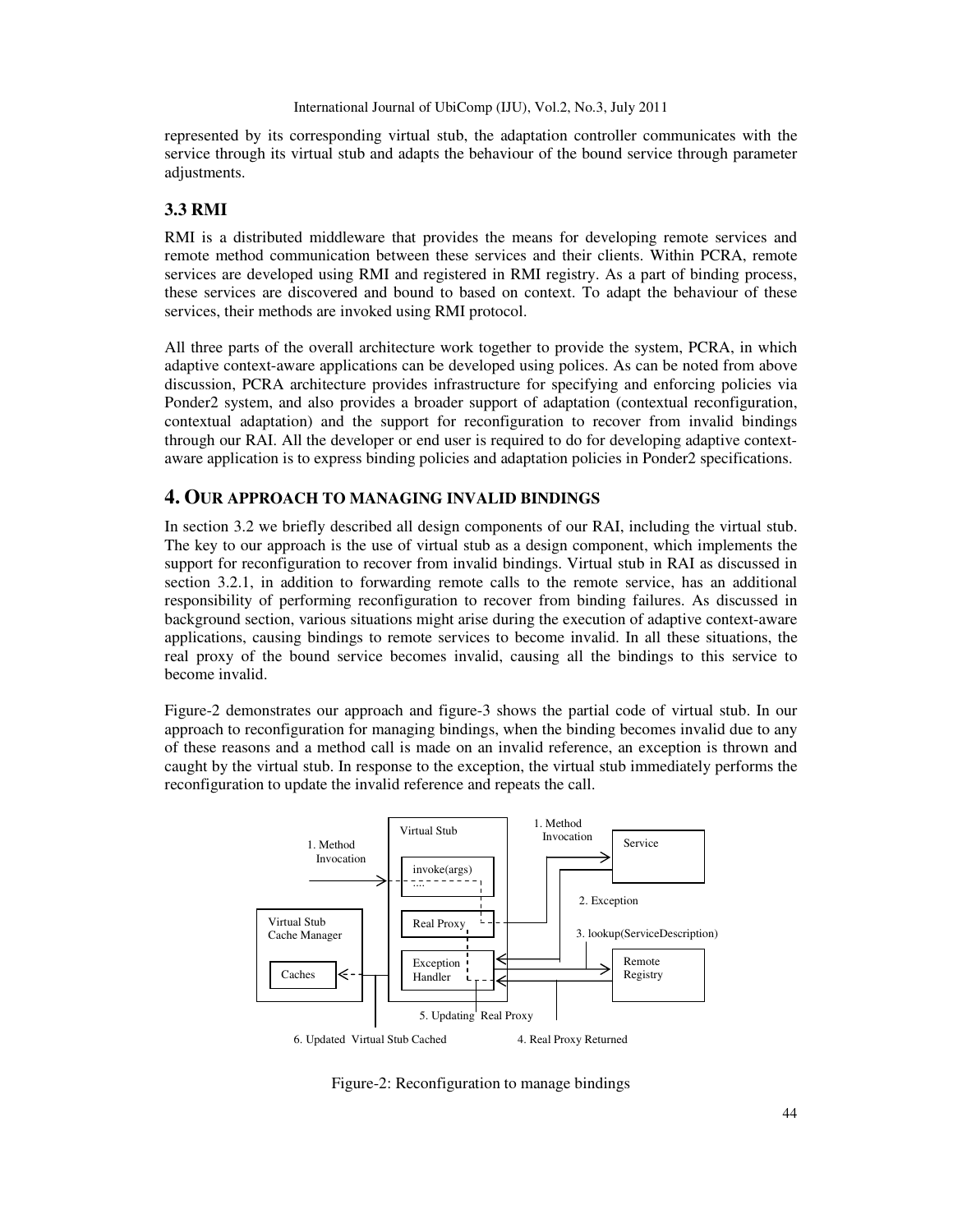represented by its corresponding virtual stub, the adaptation controller communicates with the service through its virtual stub and adapts the behaviour of the bound service through parameter adjustments.

### 3.3 RMI

RMI is a distributed middleware that provides the means for developing remote services and remote method communication between these services and their clients. Within PCRA, remote services are developed using RMI and registered in RMI registry. As a part of binding process, these services are discovered and bound to based on context. To adapt the behaviour of these services, their methods are invoked using RMI protocol.

All three parts of the overall architecture work together to provide the system, PCRA, in which adaptive context-aware applications can be developed using polices. As can be noted from above discussion, PCRA architecture provides infrastructure for specifying and enforcing policies via Ponder2 system, and also provides a broader support of adaptation (contextual reconfiguration, contextual adaptation) and the support for reconfiguration to recover from invalid bindings through our RAI. All the developer or end user is required to do for developing adaptive context-aware application is to express binding policies and adaptation policies in Ponder2 specifications.

## 4. Our approach to managing invalid bindings

In section 3.2 we briefly described all design components of our RAI, including the virtual stub. The key to our approach is the use of virtual stub as a design component, which implements the support for reconfiguration to recover from invalid bindings. Virtual stub in RAI as discussed in section 3.2.1, in addition to forwarding remote calls to the remote service, has an additional responsibility of performing reconfiguration to recover from binding failures. As discussed in background section, various situations might arise during the execution of adaptive context-aware applications, causing bindings to remote services to become invalid. In all these situations, the real proxy of the bound service becomes invalid, causing all the bindings to this service to become invalid.

Figure-2 demonstrates our approach and figure-3 shows the partial code of virtual stub. In our approach to reconfiguration for managing bindings, when the binding becomes invalid due to any of these reasons and a method call is made on an invalid reference, an exception is thrown and caught by the virtual stub. In response to the exception, the virtual stub immediately performs the reconfiguration to update the invalid reference and repeats the call.

Figure-2: Reconfiguration to manage bindings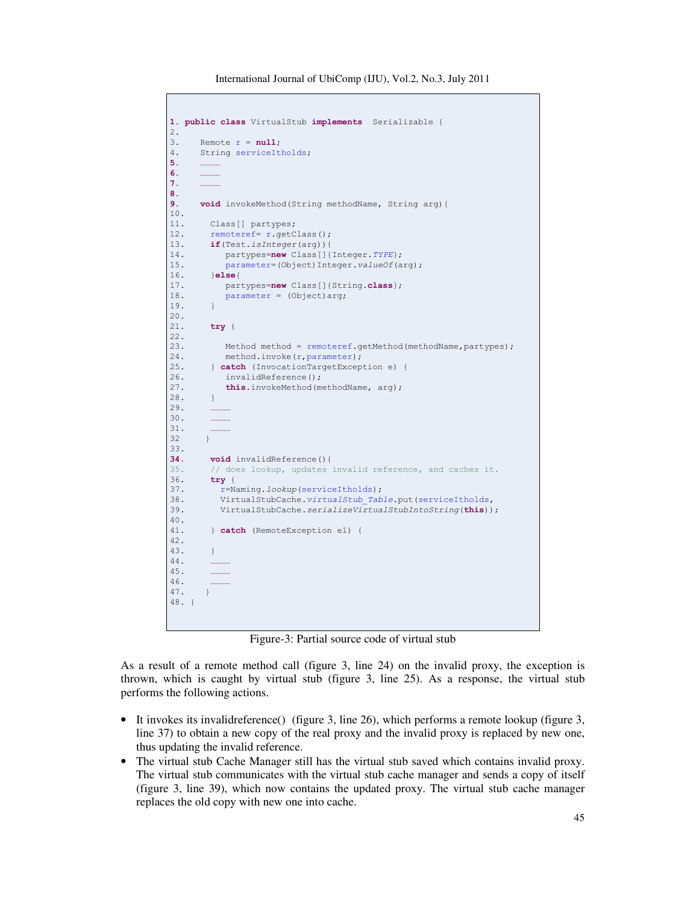```
1. public class VirtualStub implements  Serializable {
2.
3.    Remote r = null;
4.    String serviceItholds;
5.    ………
6.    ………
7.    ………
8.
9.    void invokeMethod(String methodName, String arg){
10.
11.     Class[] partypes;
12.     remoteref= r.getClass();
13.     if(Test.isInteger(arg)){
14.        partypes=new Class[]{Integer.TYPE};
15.        parameter=(Object)Integer.valueOf(arg);
16.     }else{
17.        partypes=new Class[]{String.class};
18.        parameter = (Object)arg;
19.     }
20.
21.     try {
22.
23.        Method method = remoteref.getMethod(methodName,partypes);
24.        method.invoke(r,parameter);
25.     } catch (InvocationTargetException e) {
26.        invalidReference();
27.        this.invokeMethod(methodName, arg);
28.     }
29.     ………
30.     ………
31.     ………
32    }
33.
34.     void invalidReference(){
35.     // does lookup, updates invalid reference, and caches it.
36.     try {
37.       r=Naming.lookup(serviceItholds);
38.       VirtualStubCache.virtualStub_Table.put(serviceItholds,
39.       VirtualStubCache.serializeVirtualStubIntoString(this));
40.
41.     } catch (RemoteException e1) {
42.
43.     }
44.     ………
45.     ………
46.     ………
47.    }
48. }
```

Figure-3: Partial source code of virtual stub

As a result of a remote method call (figure 3, line 24) on the invalid proxy, the exception is thrown, which is caught by virtual stub (figure 3, line 25). As a response, the virtual stub performs the following actions.

- It invokes its invalidreference() (figure 3, line 26), which performs a remote lookup (figure 3, line 37) to obtain a new copy of the real proxy and the invalid proxy is replaced by new one, thus updating the invalid reference.
- The virtual stub Cache Manager still has the virtual stub saved which contains invalid proxy. The virtual stub communicates with the virtual stub cache manager and sends a copy of itself (figure 3, line 39), which now contains the updated proxy. The virtual stub cache manager replaces the old copy with new one into cache.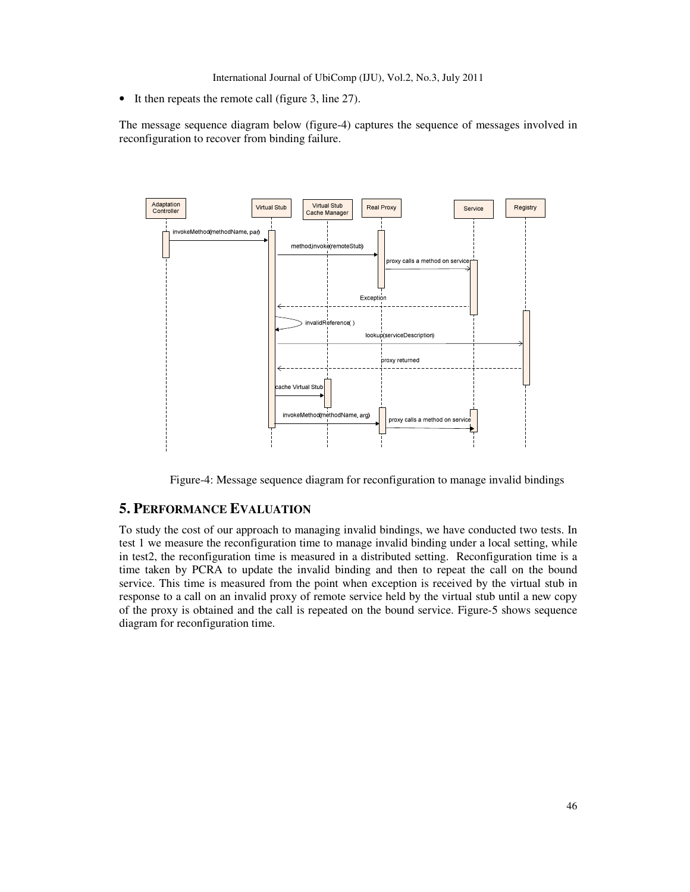- It then repeats the remote call (figure 3, line 27).

The message sequence diagram below (figure-4) captures the sequence of messages involved in reconfiguration to recover from binding failure.

Figure-4: Message sequence diagram for reconfiguration to manage invalid bindings

## 5. PERFORMANCE EVALUATION

To study the cost of our approach to managing invalid bindings, we have conducted two tests. In test 1 we measure the reconfiguration time to manage invalid binding under a local setting, while in test2, the reconfiguration time is measured in a distributed setting. Reconfiguration time is a time taken by PCRA to update the invalid binding and then to repeat the call on the bound service. This time is measured from the point when exception is received by the virtual stub in response to a call on an invalid proxy of remote service held by the virtual stub until a new copy of the proxy is obtained and the call is repeated on the bound service. Figure-5 shows sequence diagram for reconfiguration time.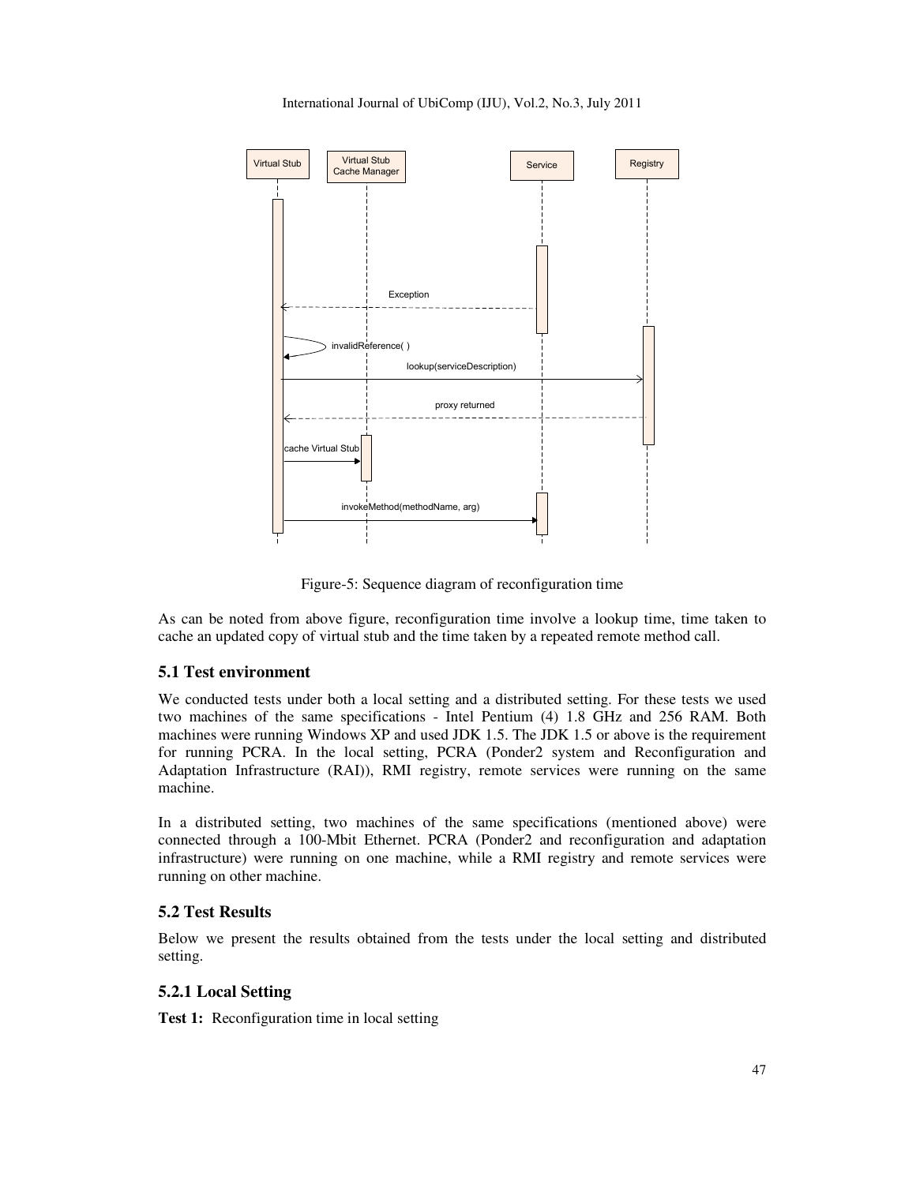Figure-5: Sequence diagram of reconfiguration time

As can be noted from above figure, reconfiguration time involve a lookup time, time taken to cache an updated copy of virtual stub and the time taken by a repeated remote method call.

### 5.1 Test environment

We conducted tests under both a local setting and a distributed setting. For these tests we used two machines of the same specifications - Intel Pentium (4) 1.8 GHz and 256 RAM. Both machines were running Windows XP and used JDK 1.5. The JDK 1.5 or above is the requirement for running PCRA. In the local setting, PCRA (Ponder2 system and Reconfiguration and Adaptation Infrastructure (RAI)), RMI registry, remote services were running on the same machine.

In a distributed setting, two machines of the same specifications (mentioned above) were connected through a 100-Mbit Ethernet. PCRA (Ponder2 and reconfiguration and adaptation infrastructure) were running on one machine, while a RMI registry and remote services were running on other machine.

### 5.2 Test Results

Below we present the results obtained from the tests under the local setting and distributed setting.

#### 5.2.1 Local Setting

**Test 1:** Reconfiguration time in local setting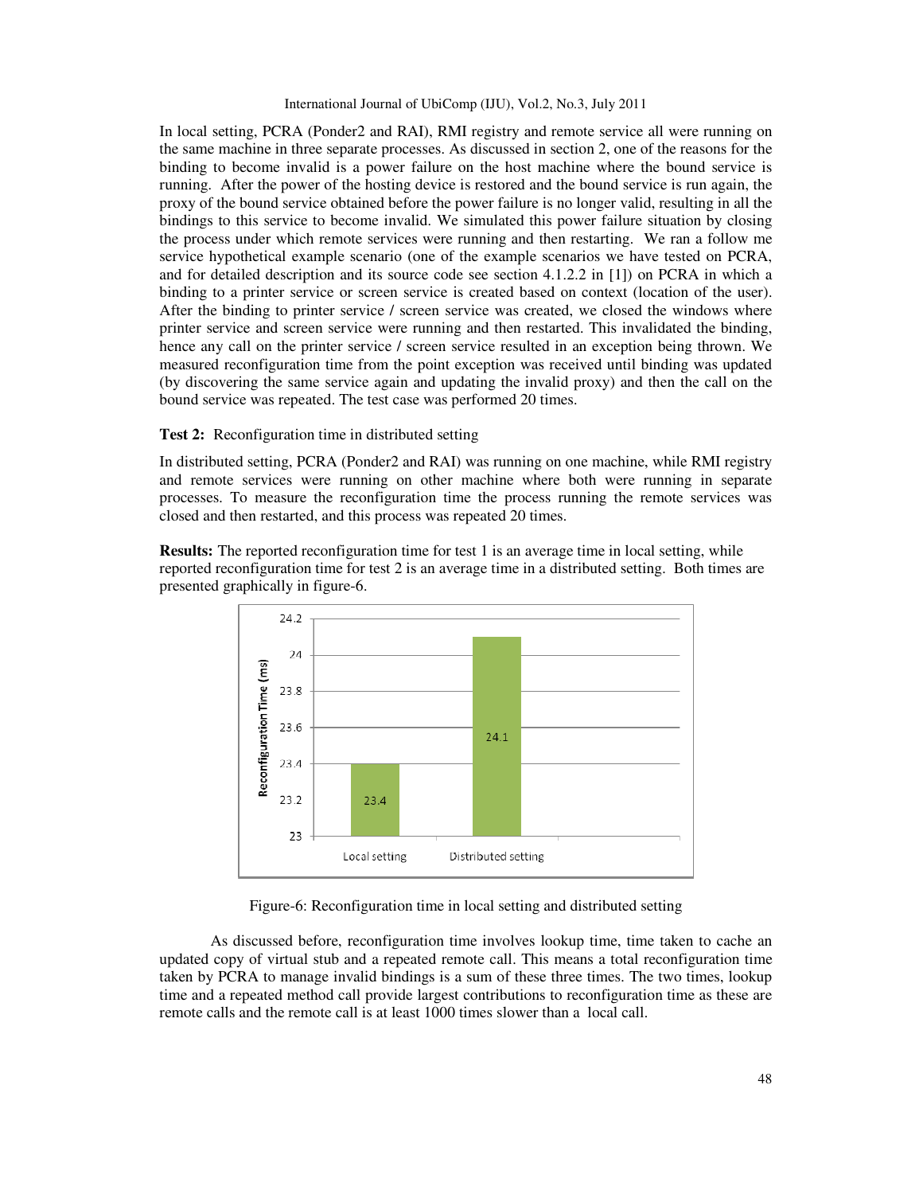In local setting, PCRA (Ponder2 and RAI), RMI registry and remote service all were running on the same machine in three separate processes. As discussed in section 2, one of the reasons for the binding to become invalid is a power failure on the host machine where the bound service is running. After the power of the hosting device is restored and the bound service is run again, the proxy of the bound service obtained before the power failure is no longer valid, resulting in all the bindings to this service to become invalid. We simulated this power failure situation by closing the process under which remote services were running and then restarting. We ran a follow me service hypothetical example scenario (one of the example scenarios we have tested on PCRA, and for detailed description and its source code see section 4.1.2.2 in [1]) on PCRA in which a binding to a printer service or screen service is created based on context (location of the user). After the binding to printer service / screen service was created, we closed the windows where printer service and screen service were running and then restarted. This invalidated the binding, hence any call on the printer service / screen service resulted in an exception being thrown. We measured reconfiguration time from the point exception was received until binding was updated (by discovering the same service again and updating the invalid proxy) and then the call on the bound service was repeated. The test case was performed 20 times.

**Test 2:** Reconfiguration time in distributed setting

In distributed setting, PCRA (Ponder2 and RAI) was running on one machine, while RMI registry and remote services were running on other machine where both were running in separate processes. To measure the reconfiguration time the process running the remote services was closed and then restarted, and this process was repeated 20 times.

**Results:** The reported reconfiguration time for test 1 is an average time in local setting, while reported reconfiguration time for test 2 is an average time in a distributed setting. Both times are presented graphically in figure-6.

| | Reconfiguration Time (ms) |
|---|---|
| Local setting | 23.4 |
| Distributed setting | 24.1 |

Figure-6: Reconfiguration time in local setting and distributed setting

As discussed before, reconfiguration time involves lookup time, time taken to cache an updated copy of virtual stub and a repeated remote call. This means a total reconfiguration time taken by PCRA to manage invalid bindings is a sum of these three times. The two times, lookup time and a repeated method call provide largest contributions to reconfiguration time as these are remote calls and the remote call is at least 1000 times slower than a local call.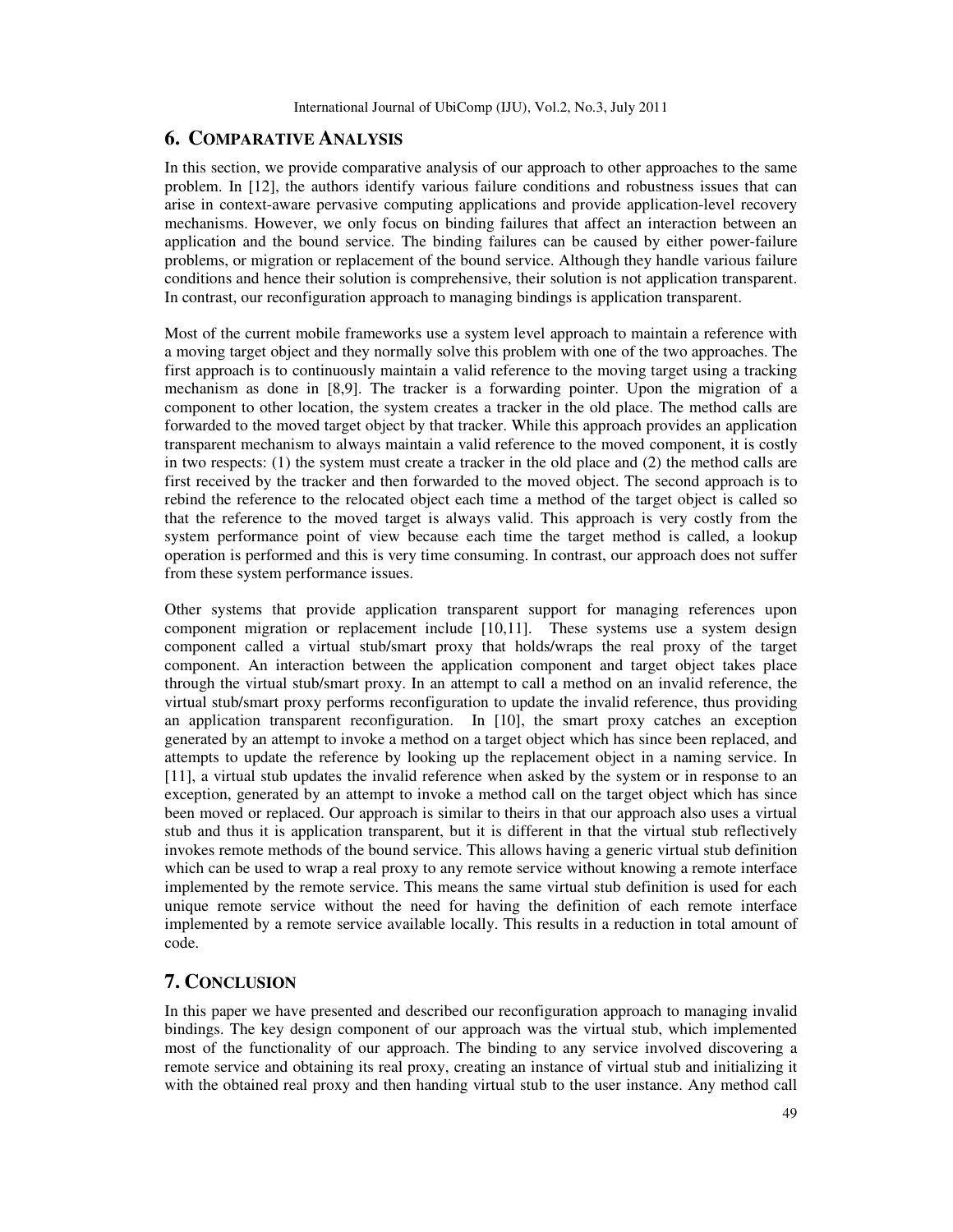## 6. COMPARATIVE ANALYSIS

In this section, we provide comparative analysis of our approach to other approaches to the same problem. In [12], the authors identify various failure conditions and robustness issues that can arise in context-aware pervasive computing applications and provide application-level recovery mechanisms. However, we only focus on binding failures that affect an interaction between an application and the bound service. The binding failures can be caused by either power-failure problems, or migration or replacement of the bound service. Although they handle various failure conditions and hence their solution is comprehensive, their solution is not application transparent. In contrast, our reconfiguration approach to managing bindings is application transparent.

Most of the current mobile frameworks use a system level approach to maintain a reference with a moving target object and they normally solve this problem with one of the two approaches. The first approach is to continuously maintain a valid reference to the moving target using a tracking mechanism as done in [8,9]. The tracker is a forwarding pointer. Upon the migration of a component to other location, the system creates a tracker in the old place. The method calls are forwarded to the moved target object by that tracker. While this approach provides an application transparent mechanism to always maintain a valid reference to the moved component, it is costly in two respects: (1) the system must create a tracker in the old place and (2) the method calls are first received by the tracker and then forwarded to the moved object. The second approach is to rebind the reference to the relocated object each time a method of the target object is called so that the reference to the moved target is always valid. This approach is very costly from the system performance point of view because each time the target method is called, a lookup operation is performed and this is very time consuming. In contrast, our approach does not suffer from these system performance issues.

Other systems that provide application transparent support for managing references upon component migration or replacement include [10,11]. These systems use a system design component called a virtual stub/smart proxy that holds/wraps the real proxy of the target component. An interaction between the application component and target object takes place through the virtual stub/smart proxy. In an attempt to call a method on an invalid reference, the virtual stub/smart proxy performs reconfiguration to update the invalid reference, thus providing an application transparent reconfiguration. In [10], the smart proxy catches an exception generated by an attempt to invoke a method on a target object which has since been replaced, and attempts to update the reference by looking up the replacement object in a naming service. In [11], a virtual stub updates the invalid reference when asked by the system or in response to an exception, generated by an attempt to invoke a method call on the target object which has since been moved or replaced. Our approach is similar to theirs in that our approach also uses a virtual stub and thus it is application transparent, but it is different in that the virtual stub reflectively invokes remote methods of the bound service. This allows having a generic virtual stub definition which can be used to wrap a real proxy to any remote service without knowing a remote interface implemented by the remote service. This means the same virtual stub definition is used for each unique remote service without the need for having the definition of each remote interface implemented by a remote service available locally. This results in a reduction in total amount of code.

## 7. CONCLUSION

In this paper we have presented and described our reconfiguration approach to managing invalid bindings. The key design component of our approach was the virtual stub, which implemented most of the functionality of our approach. The binding to any service involved discovering a remote service and obtaining its real proxy, creating an instance of virtual stub and initializing it with the obtained real proxy and then handing virtual stub to the user instance. Any method call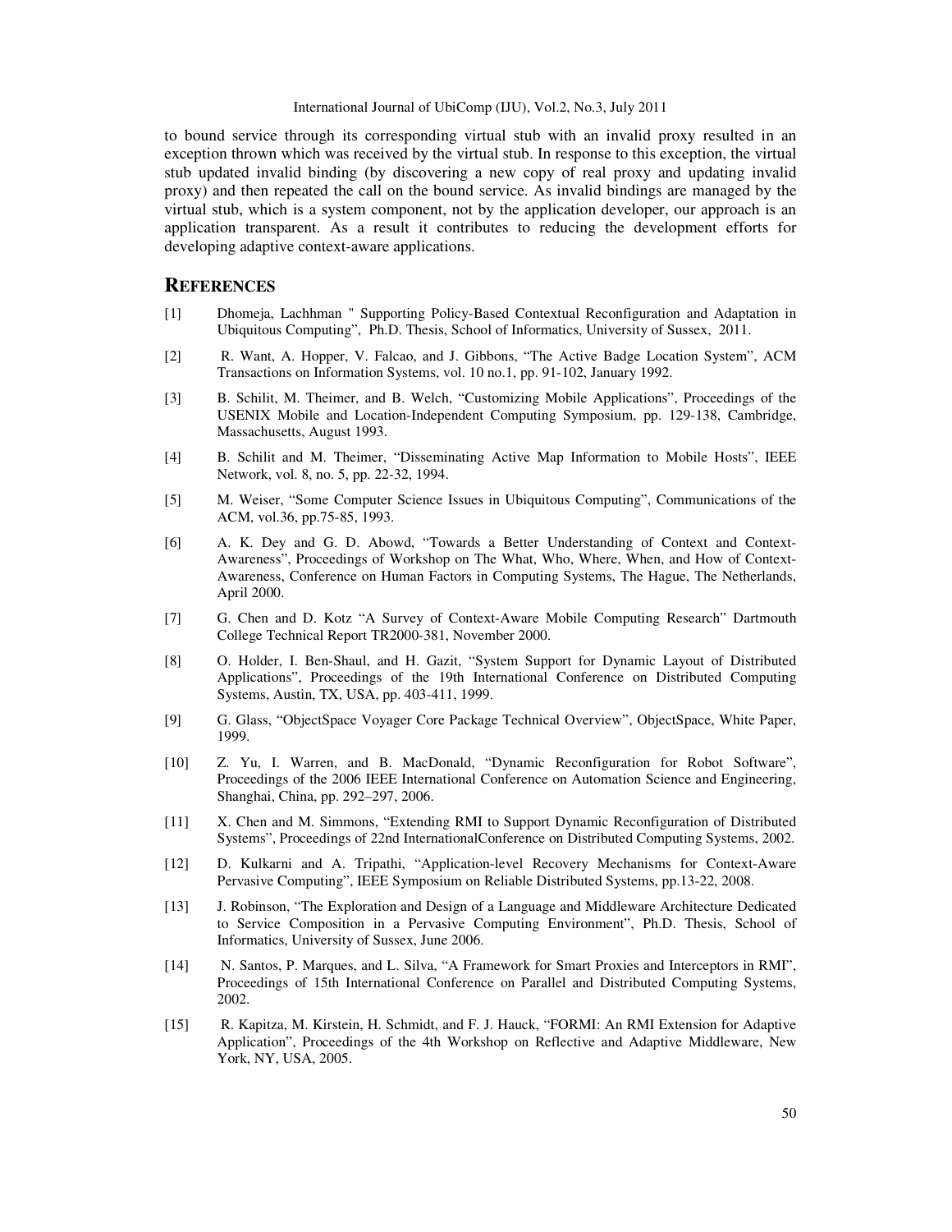to bound service through its corresponding virtual stub with an invalid proxy resulted in an exception thrown which was received by the virtual stub. In response to this exception, the virtual stub updated invalid binding (by discovering a new copy of real proxy and updating invalid proxy) and then repeated the call on the bound service. As invalid bindings are managed by the virtual stub, which is a system component, not by the application developer, our approach is an application transparent. As a result it contributes to reducing the development efforts for developing adaptive context-aware applications.

## REFERENCES

[1] Dhomeja, Lachhman " Supporting Policy-Based Contextual Reconfiguration and Adaptation in Ubiquitous Computing", Ph.D. Thesis, School of Informatics, University of Sussex, 2011.

[2] R. Want, A. Hopper, V. Falcao, and J. Gibbons, "The Active Badge Location System", ACM Transactions on Information Systems, vol. 10 no.1, pp. 91-102, January 1992.

[3] B. Schilit, M. Theimer, and B. Welch, "Customizing Mobile Applications", Proceedings of the USENIX Mobile and Location-Independent Computing Symposium, pp. 129-138, Cambridge, Massachusetts, August 1993.

[4] B. Schilit and M. Theimer, "Disseminating Active Map Information to Mobile Hosts", IEEE Network, vol. 8, no. 5, pp. 22-32, 1994.

[5] M. Weiser, "Some Computer Science Issues in Ubiquitous Computing", Communications of the ACM, vol.36, pp.75-85, 1993.

[6] A. K. Dey and G. D. Abowd, "Towards a Better Understanding of Context and Context-Awareness", Proceedings of Workshop on The What, Who, Where, When, and How of Context-Awareness, Conference on Human Factors in Computing Systems, The Hague, The Netherlands, April 2000.

[7] G. Chen and D. Kotz "A Survey of Context-Aware Mobile Computing Research" Dartmouth College Technical Report TR2000-381, November 2000.

[8] O. Holder, I. Ben-Shaul, and H. Gazit, "System Support for Dynamic Layout of Distributed Applications", Proceedings of the 19th International Conference on Distributed Computing Systems, Austin, TX, USA, pp. 403-411, 1999.

[9] G. Glass, "ObjectSpace Voyager Core Package Technical Overview", ObjectSpace, White Paper, 1999.

[10] Z. Yu, I. Warren, and B. MacDonald, "Dynamic Reconfiguration for Robot Software", Proceedings of the 2006 IEEE International Conference on Automation Science and Engineering, Shanghai, China, pp. 292–297, 2006.

[11] X. Chen and M. Simmons, "Extending RMI to Support Dynamic Reconfiguration of Distributed Systems", Proceedings of 22nd InternationalConference on Distributed Computing Systems, 2002.

[12] D. Kulkarni and A. Tripathi, "Application-level Recovery Mechanisms for Context-Aware Pervasive Computing", IEEE Symposium on Reliable Distributed Systems, pp.13-22, 2008.

[13] J. Robinson, "The Exploration and Design of a Language and Middleware Architecture Dedicated to Service Composition in a Pervasive Computing Environment", Ph.D. Thesis, School of Informatics, University of Sussex, June 2006.

[14] N. Santos, P. Marques, and L. Silva, "A Framework for Smart Proxies and Interceptors in RMI", Proceedings of 15th International Conference on Parallel and Distributed Computing Systems, 2002.

[15] R. Kapitza, M. Kirstein, H. Schmidt, and F. J. Hauck, "FORMI: An RMI Extension for Adaptive Application", Proceedings of the 4th Workshop on Reflective and Adaptive Middleware, New York, NY, USA, 2005.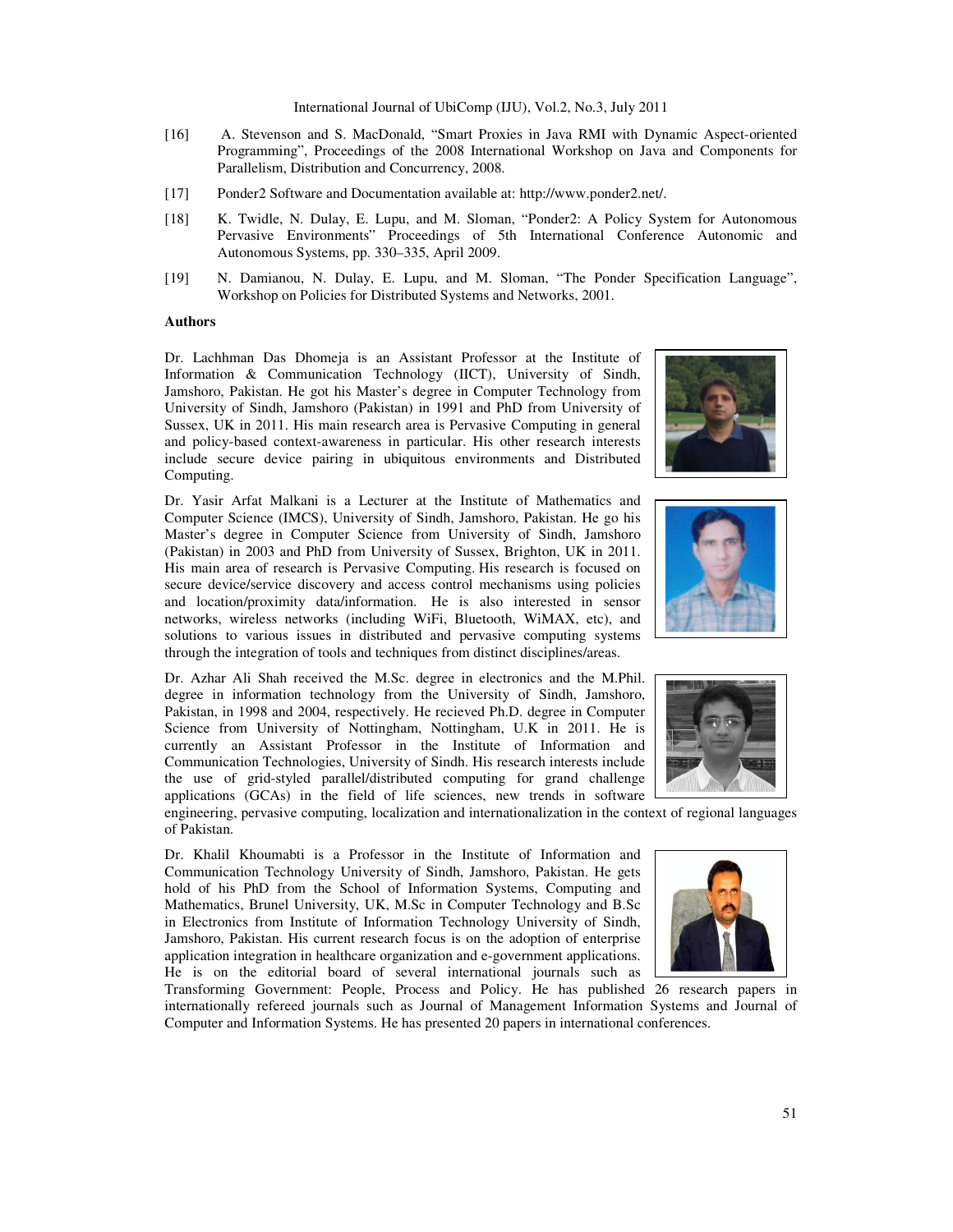[16] A. Stevenson and S. MacDonald, "Smart Proxies in Java RMI with Dynamic Aspect-oriented Programming", Proceedings of the 2008 International Workshop on Java and Components for Parallelism, Distribution and Concurrency, 2008.

[17] Ponder2 Software and Documentation available at: http://www.ponder2.net/.

[18] K. Twidle, N. Dulay, E. Lupu, and M. Sloman, "Ponder2: A Policy System for Autonomous Pervasive Environments" Proceedings of 5th International Conference Autonomic and Autonomous Systems, pp. 330–335, April 2009.

[19] N. Damianou, N. Dulay, E. Lupu, and M. Sloman, "The Ponder Specification Language", Workshop on Policies for Distributed Systems and Networks, 2001.

**Authors**

Dr. Lachhman Das Dhomeja is an Assistant Professor at the Institute of Information & Communication Technology (IICT), University of Sindh, Jamshoro, Pakistan. He got his Master's degree in Computer Technology from University of Sindh, Jamshoro (Pakistan) in 1991 and PhD from University of Sussex, UK in 2011. His main research area is Pervasive Computing in general and policy-based context-awareness in particular. His other research interests include secure device pairing in ubiquitous environments and Distributed Computing.

Dr. Yasir Arfat Malkani is a Lecturer at the Institute of Mathematics and Computer Science (IMCS), University of Sindh, Jamshoro, Pakistan. He go his Master's degree in Computer Science from University of Sindh, Jamshoro (Pakistan) in 2003 and PhD from University of Sussex, Brighton, UK in 2011. His main area of research is Pervasive Computing. His research is focused on secure device/service discovery and access control mechanisms using policies and location/proximity data/information. He is also interested in sensor networks, wireless networks (including WiFi, Bluetooth, WiMAX, etc), and solutions to various issues in distributed and pervasive computing systems through the integration of tools and techniques from distinct disciplines/areas.

Dr. Azhar Ali Shah received the M.Sc. degree in electronics and the M.Phil. degree in information technology from the University of Sindh, Jamshoro, Pakistan, in 1998 and 2004, respectively. He recieved Ph.D. degree in Computer Science from University of Nottingham, Nottingham, U.K in 2011. He is currently an Assistant Professor in the Institute of Information and Communication Technologies, University of Sindh. His research interests include the use of grid-styled parallel/distributed computing for grand challenge applications (GCAs) in the field of life sciences, new trends in software engineering, pervasive computing, localization and internationalization in the context of regional languages of Pakistan.

Dr. Khalil Khoumabti is a Professor in the Institute of Information and Communication Technology University of Sindh, Jamshoro, Pakistan. He gets hold of his PhD from the School of Information Systems, Computing and Mathematics, Brunel University, UK, M.Sc in Computer Technology and B.Sc in Electronics from Institute of Information Technology University of Sindh, Jamshoro, Pakistan. His current research focus is on the adoption of enterprise application integration in healthcare organization and e-government applications. He is on the editorial board of several international journals such as Transforming Government: People, Process and Policy. He has published 26 research papers in internationally refereed journals such as Journal of Management Information Systems and Journal of Computer and Information Systems. He has presented 20 papers in international conferences.